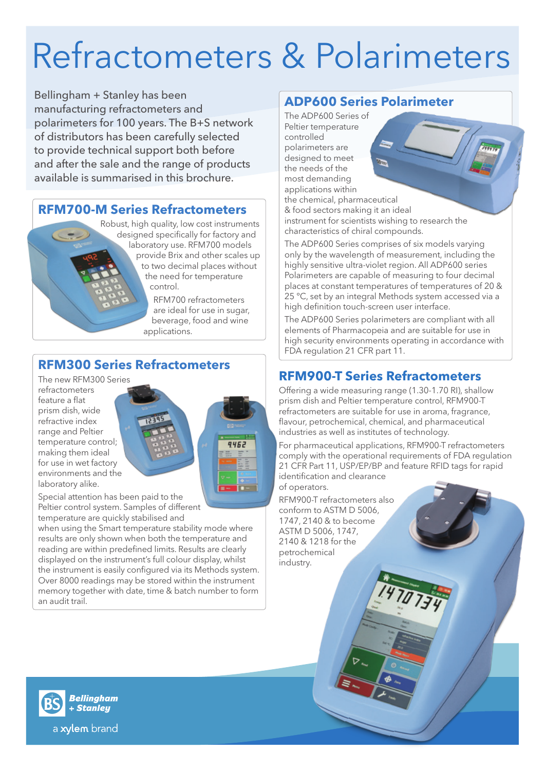# Refractometers & Polarimeters

Bellingham + Stanley has been manufacturing refractometers and polarimeters for 100 years. The B+S network of distributors has been carefully selected to provide technical support both before and after the sale and the range of products available is summarised in this brochure.

## RFM700-M Series Refractometers

Robust, high quality, low cost instruments designed specifically for factory and laboratory use. RFM700 models provide Brix and other scales up to two decimal places without the need for temperature control.

RFM700 refractometers are ideal for use in sugar, beverage, food and wine applications.

## RFM300 Series Refractometers

The new RFM300 Series refractometers feature a flat prism dish, wide refractive index range and Peltier temperature control; making them ideal for use in wet factory environments and the laboratory alike.

Special attention has been paid to the Peltier control system. Samples of different temperature are quickly stabilised and when using the Smart temperature stability mode where results are only shown when both the temperature and reading are within predefined limits. Results are clearly displayed on the instrument's full colour display, whilst the instrument is easily configured via its Methods system. Over 8000 readings may be stored within the instrument memory together with date, time & batch number to form an audit trail.

## ADP600 Series Polarimeter

The ADP600 Series of Peltier temperature controlled polarimeters are designed to meet the needs of the most demanding applications within the chemical, pharmaceutical & food sectors making it an ideal instrument for scientists wishing to research the characteristics of chiral compounds.

The ADP600 Series comprises of six models varying only by the wavelength of measurement, including the highly sensitive ultra-violet region. All ADP600 series Polarimeters are capable of measuring to four decimal places at constant temperatures of temperatures of 20 & 25 °C, set by an integral Methods system accessed via a high definition touch-screen user interface.

The ADP600 Series polarimeters are compliant with all elements of Pharmacopeia and are suitable for use in high security environments operating in accordance with FDA regulation 21 CFR part 11.

## RFM900-T Series Refractometers

Offering a wide measuring range (1.30-1.70 RI), shallow prism dish and Peltier temperature control, RFM900-T refractometers are suitable for use in aroma, fragrance, flavour, petrochemical, chemical, and pharmaceutical industries as well as institutes of technology.

For pharmaceutical applications, RFM900-T refractometers comply with the operational requirements of FDA regulation 21 CFR Part 11, USP/EP/BP and feature RFID tags for rapid identification and clearance of operators.

RFM900-T refractometers also conform to ASTM D 5006, 1747, 2140 & to become ASTM D 5006, 1747, 2140 & 1218 for the petrochemical industry.

Bellingham + Stanley

a xylem brand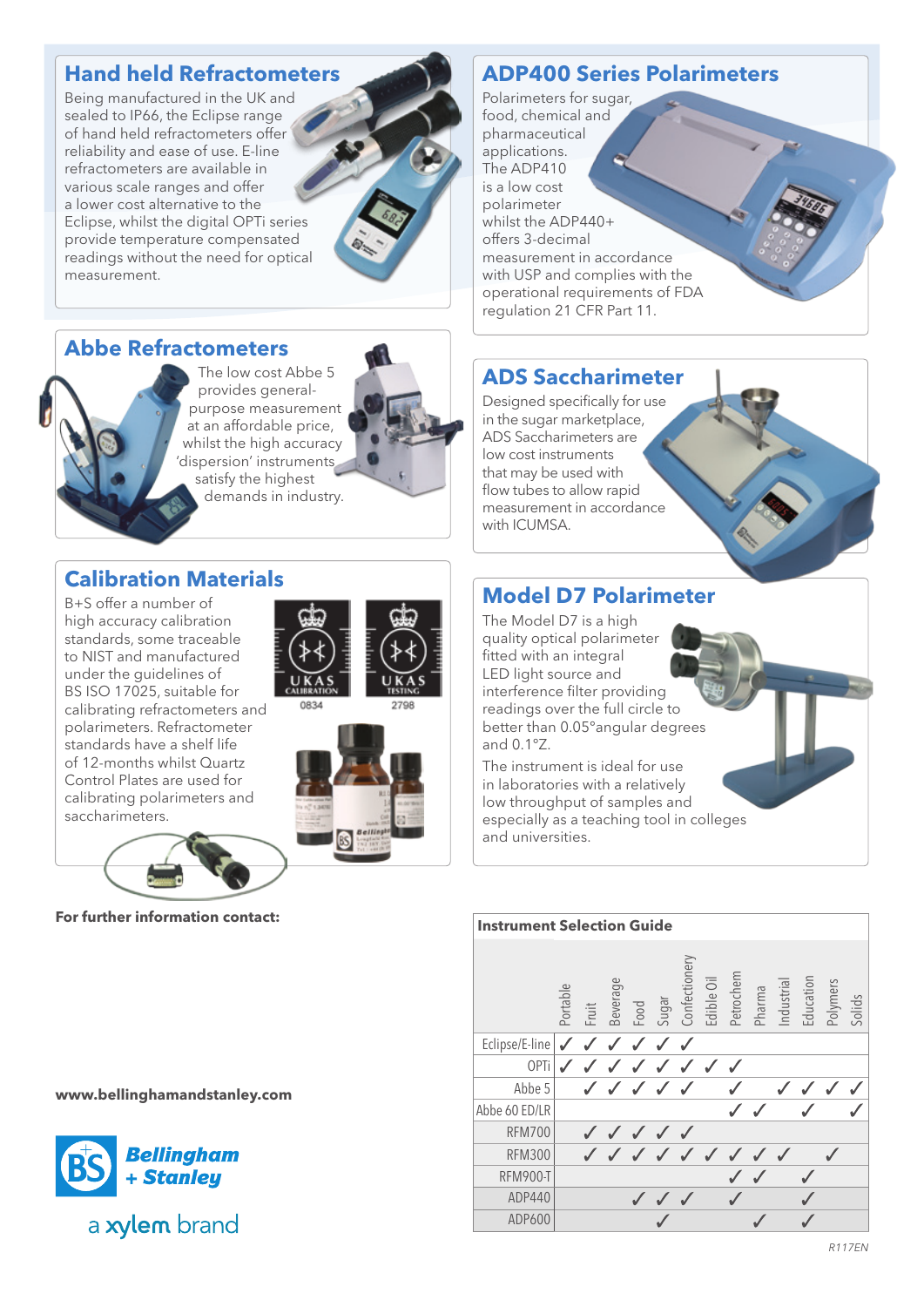## Hand held Refractometers

Being manufactured in the UK and sealed to IP66, the Eclipse range of hand held refractometers offer reliability and ease of use. E-line refractometers are available in various scale ranges and offer a lower cost alternative to the Eclipse, whilst the digital OPTi series provide temperature compensated readings without the need for optical measurement.

## ADP400 Series Polarimeters

Polarimeters for sugar, food, chemical and pharmaceutical applications. The ADP410 is a low cost polarimeter whilst the ADP440+ offers 3-decimal measurement in accordance with USP and complies with the operational requirements of FDA regulation 21 CFR Part 11.

## Abbe Refractometers

The low cost Abbe 5 provides general-purpose measurement at an affordable price, whilst the high accuracy 'dispersion' instruments satisfy the highest demands in industry.

## ADS Saccharimeter

Designed specifically for use in the sugar marketplace, ADS Saccharimeters are low cost instruments that may be used with flow tubes to allow rapid measurement in accordance with ICUMSA.

## Calibration Materials

B+S offer a number of high accuracy calibration standards, some traceable to NIST and manufactured under the guidelines of BS ISO 17025, suitable for calibrating refractometers and polarimeters. Refractometer standards have a shelf life of 12-months whilst Quartz Control Plates are used for calibrating polarimeters and saccharimeters.

UKAS CALIBRATION 0834

UKAS TESTING 2798

## Model D7 Polarimeter

The Model D7 is a high quality optical polarimeter fitted with an integral LED light source and interference filter providing readings over the full circle to better than 0.05°angular degrees and 0.1°Z.

The instrument is ideal for use in laboratories with a relatively low throughput of samples and especially as a teaching tool in colleges and universities.

**For further information contact:**

**www.bellinghamandstanley.com**

Bellingham + Stanley

a xylem brand

### Instrument Selection Guide

| | Portable | Fruit | Beverage | Food | Sugar | Confectionery | Edible Oil | Petrochem | Pharma | Industrial | Education | Polymers | Solids |
|---|---|---|---|---|---|---|---|---|---|---|---|---|---|
| Eclipse/E-line | ✓ | ✓ | ✓ | ✓ | ✓ | ✓ | | | | | | | |
| OPTi | ✓ | ✓ | ✓ | ✓ | ✓ | ✓ | ✓ | ✓ | | | | | |
| Abbe 5 | | ✓ | ✓ | ✓ | ✓ | ✓ | | ✓ | | ✓ | ✓ | ✓ | ✓ |
| Abbe 60 ED/LR | | | | | | | | ✓ | ✓ | | ✓ | | ✓ |
| RFM700 | | ✓ | ✓ | ✓ | ✓ | ✓ | | | | | | | |
| RFM300 | | ✓ | ✓ | ✓ | ✓ | ✓ | ✓ | ✓ | ✓ | ✓ | | ✓ | |
| RFM900-T | | | | | | | | ✓ | ✓ | | ✓ | | |
| ADP440 | | | | ✓ | ✓ | ✓ | | ✓ | | | ✓ | | |
| ADP600 | | | | | ✓ | | | | ✓ | | ✓ | | |

R117EN